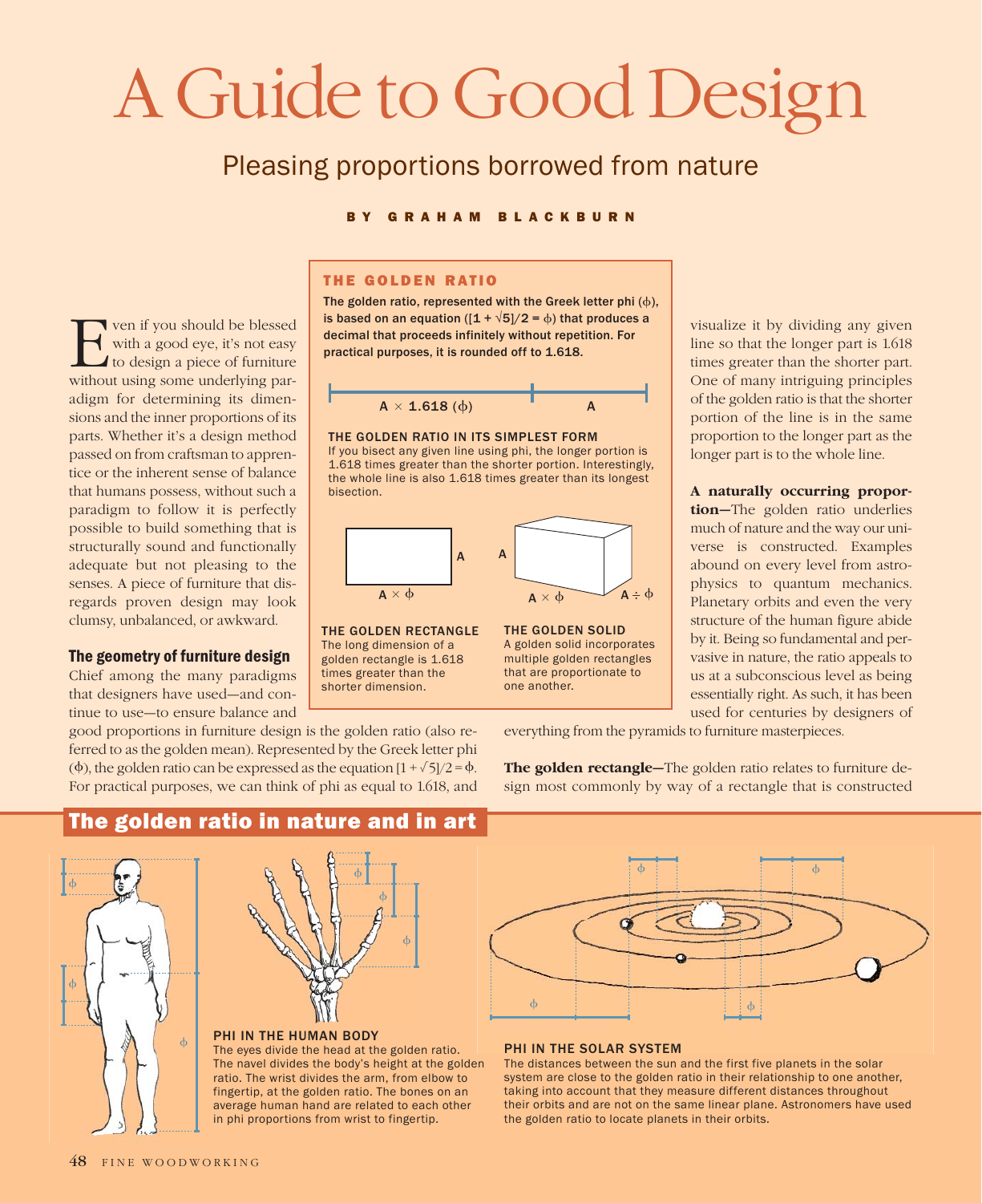# A Guide to Good Design

## Pleasing proportions borrowed from nature

BY GRAHAM BLACKBURN

Even if you should be blessed with a good eye, it's not easy to design a piece of furniture without using some underlying paradigm for determining its dimensions and the inner proportions of its parts. Whether it's a design method passed on from craftsman to apprentice or the inherent sense of balance that humans possess, without such a paradigm to follow it is perfectly possible to build something that is structurally sound and functionally adequate but not pleasing to the senses. A piece of furniture that disregards proven design may look clumsy, unbalanced, or awkward.

### The geometry of furniture design

Chief among the many paradigms that designers have used—and continue to use—to ensure balance and good proportions in furniture design is the golden ratio (also referred to as the golden mean). Represented by the Greek letter phi ($\phi$), the golden ratio can be expressed as the equation $[1 + \sqrt{5}]/2 = \phi$. For practical purposes, we can think of phi as equal to 1.618, and visualize it by dividing any given line so that the longer part is 1.618 times greater than the shorter part. One of many intriguing principles of the golden ratio is that the shorter portion of the line is in the same proportion to the longer part as the longer part is to the whole line.

**THE GOLDEN RATIO**

**The golden ratio, represented with the Greek letter phi ($\phi$), is based on an equation ($[1 + \sqrt{5}]/2 = \phi$) that produces a decimal that proceeds infinitely without repetition. For practical purposes, it is rounded off to 1.618.**

$A \times$ **1.618** ($\phi$) | A

**THE GOLDEN RATIO IN ITS SIMPLEST FORM**
If you bisect any given line using phi, the longer portion is 1.618 times greater than the shorter portion. Interestingly, the whole line is also 1.618 times greater than its longest bisection.

A | $A \times \phi$

A | $A \times \phi$ | $A \div \phi$

**THE GOLDEN RECTANGLE**
The long dimension of a golden rectangle is 1.618 times greater than the shorter dimension.

**THE GOLDEN SOLID**
A golden solid incorporates multiple golden rectangles that are proportionate to one another.

**A naturally occurring proportion**—The golden ratio underlies much of nature and the way our universe is constructed. Examples abound on every level from astrophysics to quantum mechanics. Planetary orbits and even the very structure of the human figure abide by it. Being so fundamental and pervasive in nature, the ratio appeals to us at a subconscious level as being essentially right. As such, it has been used for centuries by designers of everything from the pyramids to furniture masterpieces.

**The golden rectangle**—The golden ratio relates to furniture design most commonly by way of a rectangle that is constructed

## The golden ratio in nature and in art

**PHI IN THE HUMAN BODY**
The eyes divide the head at the golden ratio. The navel divides the body's height at the golden ratio. The wrist divides the arm, from elbow to fingertip, at the golden ratio. The bones on an average human hand are related to each other in phi proportions from wrist to fingertip.

**PHI IN THE SOLAR SYSTEM**
The distances between the sun and the first five planets in the solar system are close to the golden ratio in their relationship to one another, taking into account that they measure different distances throughout their orbits and are not on the same linear plane. Astronomers have used the golden ratio to locate planets in their orbits.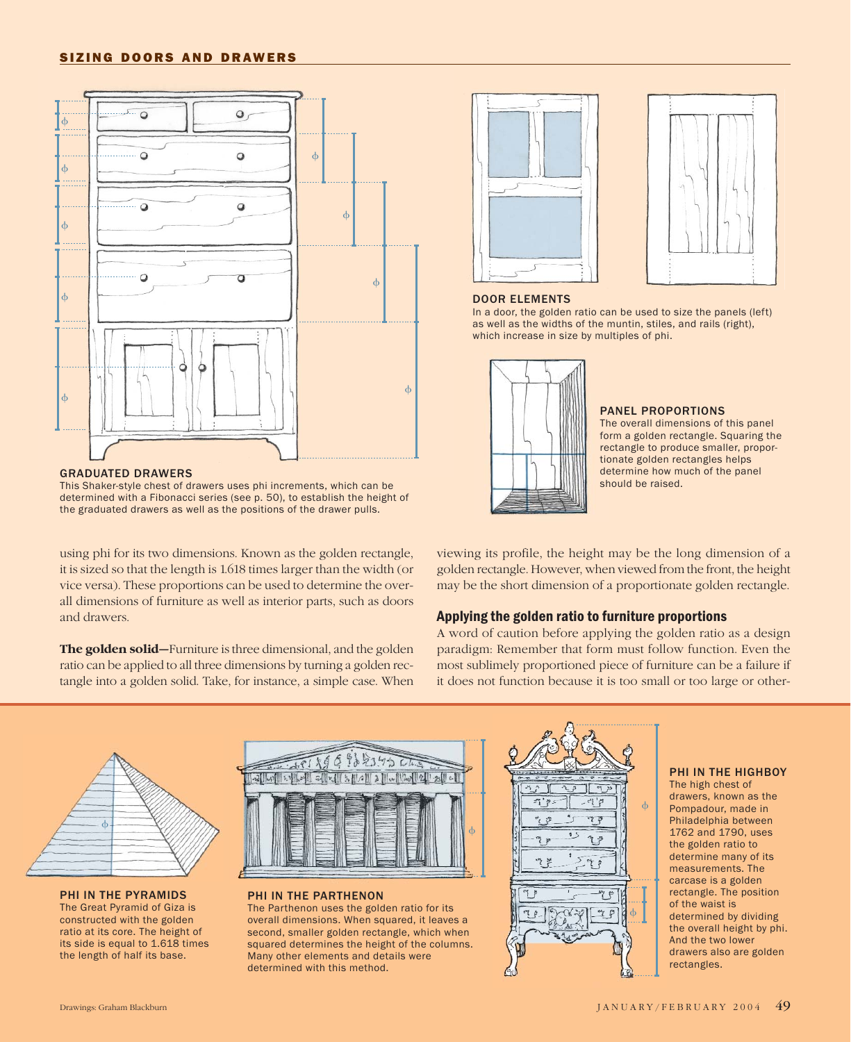## SIZING DOORS AND DRAWERS

**GRADUATED DRAWERS**
This Shaker-style chest of drawers uses phi increments, which can be determined with a Fibonacci series (see p. 50), to establish the height of the graduated drawers as well as the positions of the drawer pulls.

**DOOR ELEMENTS**
In a door, the golden ratio can be used to size the panels (left) as well as the widths of the muntin, stiles, and rails (right), which increase in size by multiples of phi.

**PANEL PROPORTIONS**
The overall dimensions of this panel form a golden rectangle. Squaring the rectangle to produce smaller, proportionate golden rectangles helps determine how much of the panel should be raised.

using phi for its two dimensions. Known as the golden rectangle, it is sized so that the length is 1.618 times larger than the width (or vice versa). These proportions can be used to determine the overall dimensions of furniture as well as interior parts, such as doors and drawers.

**The golden solid—**Furniture is three dimensional, and the golden ratio can be applied to all three dimensions by turning a golden rectangle into a golden solid. Take, for instance, a simple case. When viewing its profile, the height may be the long dimension of a golden rectangle. However, when viewed from the front, the height may be the short dimension of a proportionate golden rectangle.

### Applying the golden ratio to furniture proportions

A word of caution before applying the golden ratio as a design paradigm: Remember that form must follow function. Even the most sublimely proportioned piece of furniture can be a failure if it does not function because it is too small or too large or other-

**PHI IN THE PYRAMIDS**
The Great Pyramid of Giza is constructed with the golden ratio at its core. The height of its side is equal to 1.618 times the length of half its base.

**PHI IN THE PARTHENON**
The Parthenon uses the golden ratio for its overall dimensions. When squared, it leaves a second, smaller golden rectangle, which when squared determines the height of the columns. Many other elements and details were determined with this method.

**PHI IN THE HIGHBOY**
The high chest of drawers, known as the Pompadour, made in Philadelphia between 1762 and 1790, uses the golden ratio to determine many of its measurements. The carcase is a golden rectangle. The position of the waist is determined by dividing the overall height by phi. And the two lower drawers also are golden rectangles.

Drawings: Graham Blackburn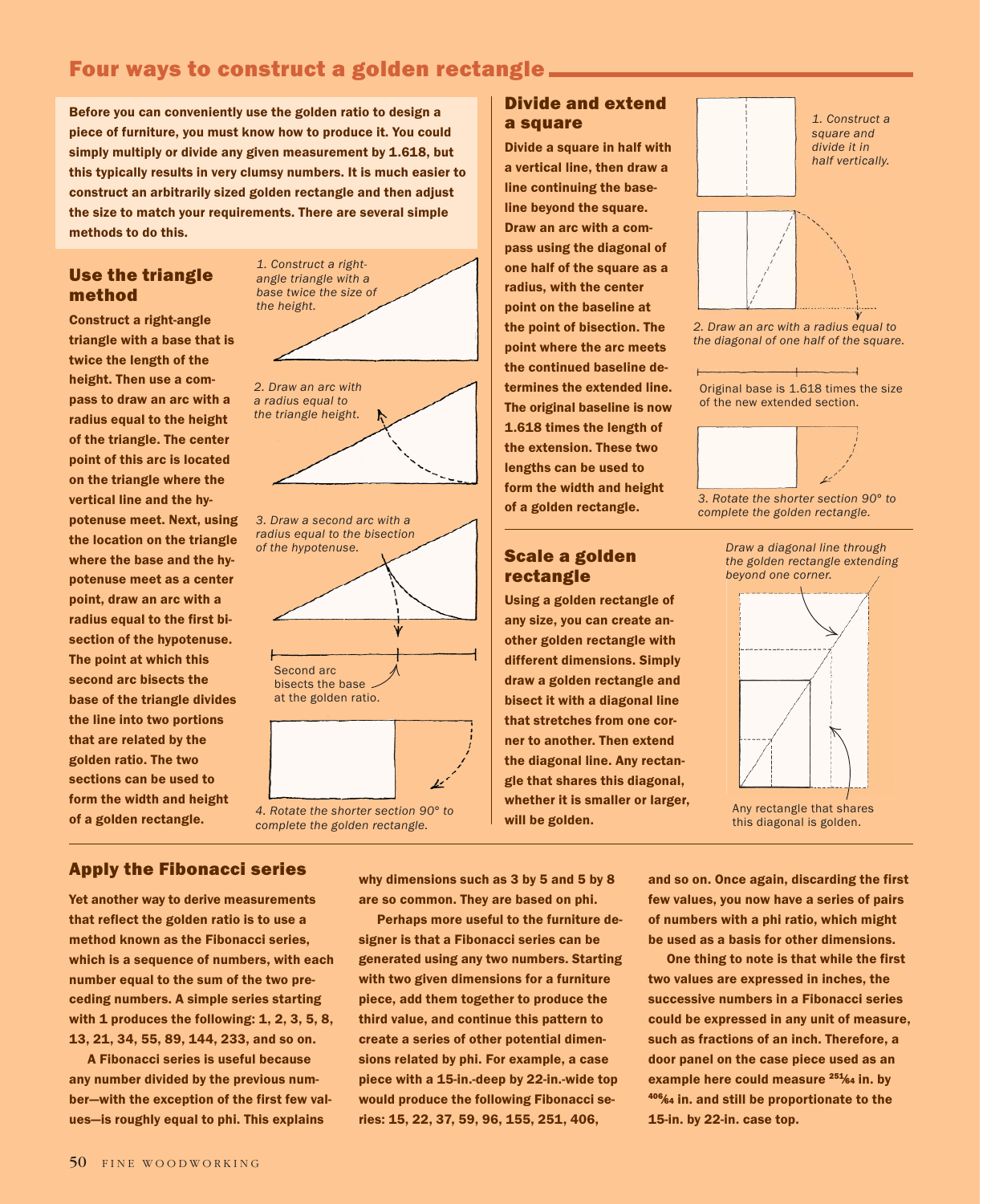## Four ways to construct a golden rectangle

**Before you can conveniently use the golden ratio to design a piece of furniture, you must know how to produce it. You could simply multiply or divide any given measurement by 1.618, but this typically results in very clumsy numbers. It is much easier to construct an arbitrarily sized golden rectangle and then adjust the size to match your requirements. There are several simple methods to do this.**

### Use the triangle method

**Construct a right-angle triangle with a base that is twice the length of the height. Then use a compass to draw an arc with a radius equal to the height of the triangle. The center point of this arc is located on the triangle where the vertical line and the hypotenuse meet. Next, using the location on the triangle where the base and the hypotenuse meet as a center point, draw an arc with a radius equal to the first bisection of the hypotenuse. The point at which this second arc bisects the base of the triangle divides the line into two portions that are related by the golden ratio. The two sections can be used to form the width and height of a golden rectangle.**

*1. Construct a right-angle triangle with a base twice the size of the height.*

*2. Draw an arc with a radius equal to the triangle height.*

*3. Draw a second arc with a radius equal to the bisection of the hypotenuse.*

Second arc bisects the base at the golden ratio.

*4. Rotate the shorter section 90° to complete the golden rectangle.*

### Divide and extend a square

**Divide a square in half with a vertical line, then draw a line continuing the baseline beyond the square. Draw an arc with a compass using the diagonal of one half of the square as a radius, with the center point on the baseline at the point of bisection. The point where the arc meets the continued baseline determines the extended line. The original baseline is now 1.618 times the length of the extension. These two lengths can be used to form the width and height of a golden rectangle.**

*1. Construct a square and divide it in half vertically.*

*2. Draw an arc with a radius equal to the diagonal of one half of the square.*

Original base is 1.618 times the size of the new extended section.

*3. Rotate the shorter section 90° to complete the golden rectangle.*

### Scale a golden rectangle

**Using a golden rectangle of any size, you can create another golden rectangle with different dimensions. Simply draw a golden rectangle and bisect it with a diagonal line that stretches from one corner to another. Then extend the diagonal line. Any rectangle that shares this diagonal, whether it is smaller or larger, will be golden.**

*Draw a diagonal line through the golden rectangle extending beyond one corner.*

Any rectangle that shares this diagonal is golden.

### Apply the Fibonacci series

**Yet another way to derive measurements that reflect the golden ratio is to use a method known as the Fibonacci series, which is a sequence of numbers, with each number equal to the sum of the two preceding numbers. A simple series starting with 1 produces the following: 1, 2, 3, 5, 8, 13, 21, 34, 55, 89, 144, 233, and so on.**

**A Fibonacci series is useful because any number divided by the previous number—with the exception of the first few values—is roughly equal to phi. This explains why dimensions such as 3 by 5 and 5 by 8 are so common. They are based on phi.**

**Perhaps more useful to the furniture designer is that a Fibonacci series can be generated using any two numbers. Starting with two given dimensions for a furniture piece, add them together to produce the third value, and continue this pattern to create a series of other potential dimensions related by phi. For example, a case piece with a 15-in.-deep by 22-in.-wide top would produce the following Fibonacci series: 15, 22, 37, 59, 96, 155, 251, 406, and so on. Once again, discarding the first few values, you now have a series of pairs of numbers with a phi ratio, which might be used as a basis for other dimensions.**

**One thing to note is that while the first two values are expressed in inches, the successive numbers in a Fibonacci series could be expressed in any unit of measure, such as fractions of an inch. Therefore, a door panel on the case piece used as an example here could measure 251⁄64 in. by 406⁄64 in. and still be proportionate to the 15-in. by 22-in. case top.**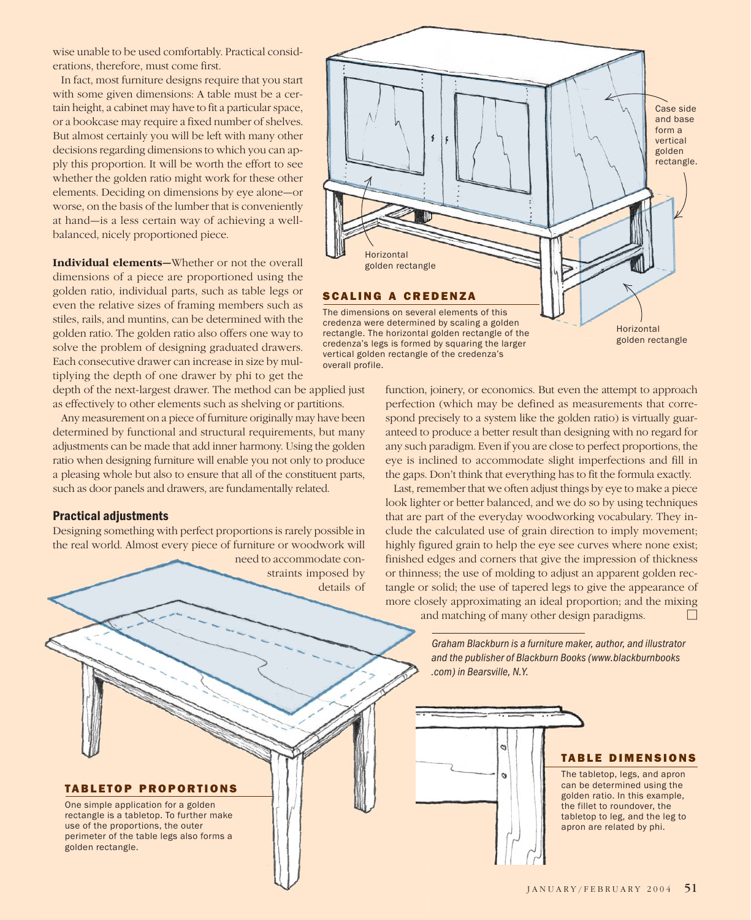wise unable to be used comfortably. Practical considerations, therefore, must come first.

In fact, most furniture designs require that you start with some given dimensions: A table must be a certain height, a cabinet may have to fit a particular space, or a bookcase may require a fixed number of shelves. But almost certainly you will be left with many other decisions regarding dimensions to which you can apply this proportion. It will be worth the effort to see whether the golden ratio might work for these other elements. Deciding on dimensions by eye alone—or worse, on the basis of the lumber that is conveniently at hand—is a less certain way of achieving a well-balanced, nicely proportioned piece.

**Individual elements—**Whether or not the overall dimensions of a piece are proportioned using the golden ratio, individual parts, such as table legs or even the relative sizes of framing members such as stiles, rails, and muntins, can be determined with the golden ratio. The golden ratio also offers one way to solve the problem of designing graduated drawers. Each consecutive drawer can increase in size by multiplying the depth of one drawer by phi to get the depth of the next-largest drawer. The method can be applied just as effectively to other elements such as shelving or partitions.

Any measurement on a piece of furniture originally may have been determined by functional and structural requirements, but many adjustments can be made that add inner harmony. Using the golden ratio when designing furniture will enable you not only to produce a pleasing whole but also to ensure that all of the constituent parts, such as door panels and drawers, are fundamentally related.

## Practical adjustments

Designing something with perfect proportions is rarely possible in the real world. Almost every piece of furniture or woodwork will need to accommodate constraints imposed by details of function, joinery, or economics. But even the attempt to approach perfection (which may be defined as measurements that correspond precisely to a system like the golden ratio) is virtually guaranteed to produce a better result than designing with no regard for any such paradigm. Even if you are close to perfect proportions, the eye is inclined to accommodate slight imperfections and fill in the gaps. Don't think that everything has to fit the formula exactly.

Last, remember that we often adjust things by eye to make a piece look lighter or better balanced, and we do so by using techniques that are part of the everyday woodworking vocabulary. They include the calculated use of grain direction to imply movement; highly figured grain to help the eye see curves where none exist; finished edges and corners that give the impression of thickness or thinness; the use of molding to adjust an apparent golden rectangle or solid; the use of tapered legs to give the appearance of more closely approximating an ideal proportion; and the mixing and matching of many other design paradigms. □

*Graham Blackburn is a furniture maker, author, and illustrator and the publisher of Blackburn Books (www.blackburnbooks.com) in Bearsville, N.Y.*

### SCALING A CREDENZA

The dimensions on several elements of this credenza were determined by scaling a golden rectangle. The horizontal golden rectangle of the credenza's legs is formed by squaring the larger vertical golden rectangle of the credenza's overall profile.

Case side and base form a vertical golden rectangle.

Horizontal golden rectangle

Horizontal golden rectangle

### TABLETOP PROPORTIONS

One simple application for a golden rectangle is a tabletop. To further make use of the proportions, the outer perimeter of the table legs also forms a golden rectangle.

### TABLE DIMENSIONS

The tabletop, legs, and apron can be determined using the golden ratio. In this example, the fillet to roundover, the tabletop to leg, and the leg to apron are related by phi.